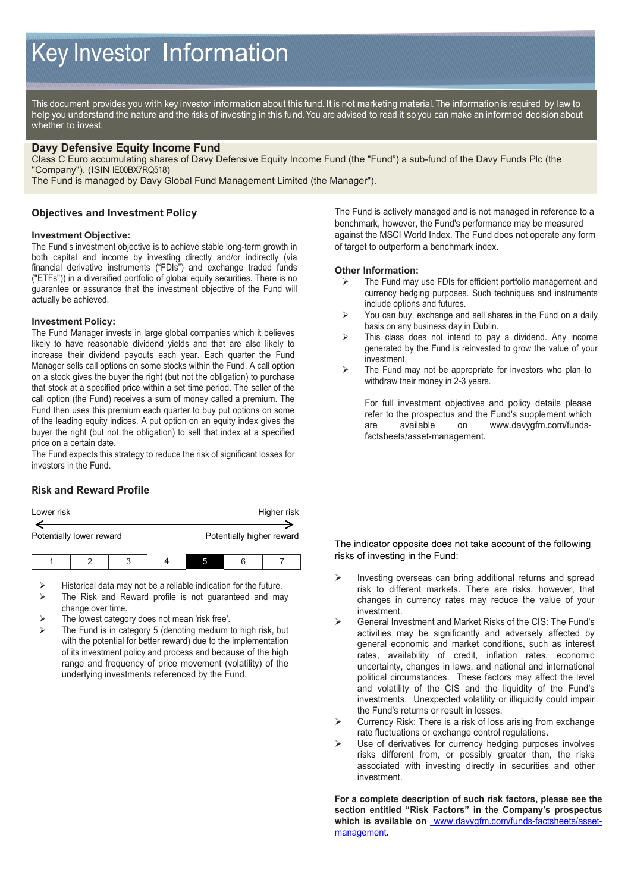# Key Investor Information

This document provides you with key investor information about this fund. It is not marketing material. The information is required by law to help you understand the nature and the risks of investing in this fund. You are advised to read it so you can make an informed decision about whether to invest.

## Davy Defensive Equity Income Fund

Class C Euro accumulating shares of Davy Defensive Equity Income Fund (the "Fund") a sub-fund of the Davy Funds Plc (the "Company"). (ISIN IE00BX7RQ518)

The Fund is managed by Davy Global Fund Management Limited (the Manager").

## Objectives and Investment Policy

### Investment Objective:

The Fund's investment objective is to achieve stable long-term growth in both capital and income by investing directly and/or indirectly (via financial derivative instruments ("FDIs") and exchange traded funds ("ETFs")) in a diversified portfolio of global equity securities. There is no guarantee or assurance that the investment objective of the Fund will actually be achieved.

### Investment Policy:

The Fund Manager invests in large global companies which it believes likely to have reasonable dividend yields and that are also likely to increase their dividend payouts each year. Each quarter the Fund Manager sells call options on some stocks within the Fund. A call option on a stock gives the buyer the right (but not the obligation) to purchase that stock at a specified price within a set time period. The seller of the call option (the Fund) receives a sum of money called a premium. The Fund then uses this premium each quarter to buy put options on some of the leading equity indices. A put option on an equity index gives the buyer the right (but not the obligation) to sell that index at a specified price on a certain date.

The Fund expects this strategy to reduce the risk of significant losses for investors in the Fund.

The Fund is actively managed and is not managed in reference to a benchmark, however, the Fund's performance may be measured against the MSCI World Index. The Fund does not operate any form of target to outperform a benchmark index.

### Other Information:

- The Fund may use FDIs for efficient portfolio management and currency hedging purposes. Such techniques and instruments include options and futures.
- You can buy, exchange and sell shares in the Fund on a daily basis on any business day in Dublin.
- This class does not intend to pay a dividend. Any income generated by the Fund is reinvested to grow the value of your investment.
- The Fund may not be appropriate for investors who plan to withdraw their money in 2-3 years.

  For full investment objectives and policy details please refer to the prospectus and the Fund's supplement which are available on www.davygfm.com/funds-factsheets/asset-management.

## Risk and Reward Profile

Lower risk — Higher risk

Potentially lower reward — Potentially higher reward

| 1 | 2 | 3 | 4 | **5** | 6 | 7 |
|---|---|---|---|---|---|---|

- Historical data may not be a reliable indication for the future.
- The Risk and Reward profile is not guaranteed and may change over time.
- The lowest category does not mean 'risk free'.
- The Fund is in category 5 (denoting medium to high risk, but with the potential for better reward) due to the implementation of its investment policy and process and because of the high range and frequency of price movement (volatility) of the underlying investments referenced by the Fund.

The indicator opposite does not take account of the following risks of investing in the Fund:

- Investing overseas can bring additional returns and spread risk to different markets. There are risks, however, that changes in currency rates may reduce the value of your investment.
- General Investment and Market Risks of the CIS: The Fund's activities may be significantly and adversely affected by general economic and market conditions, such as interest rates, availability of credit, inflation rates, economic uncertainty, changes in laws, and national and international political circumstances. These factors may affect the level and volatility of the CIS and the liquidity of the Fund's investments. Unexpected volatility or illiquidity could impair the Fund's returns or result in losses.
- Currency Risk: There is a risk of loss arising from exchange rate fluctuations or exchange control regulations.
- Use of derivatives for currency hedging purposes involves risks different from, or possibly greater than, the risks associated with investing directly in securities and other investment.

**For a complete description of such risk factors, please see the section entitled "Risk Factors" in the Company's prospectus which is available on** www.davygfm.com/funds-factsheets/asset-management.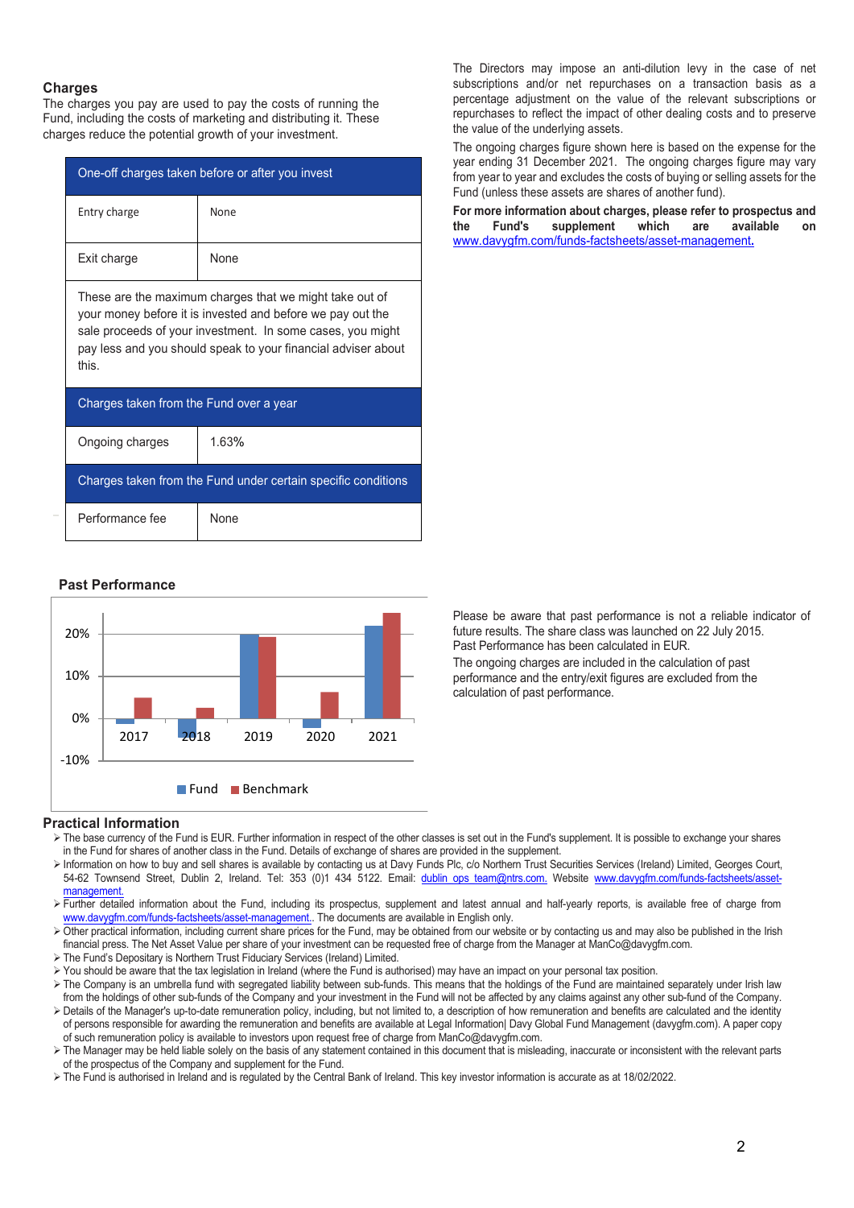## Charges

The charges you pay are used to pay the costs of running the Fund, including the costs of marketing and distributing it. These charges reduce the potential growth of your investment.

| One-off charges taken before or after you invest | |
|---|---|
| Entry charge | None |
| Exit charge | None |
| These are the maximum charges that we might take out of your money before it is invested and before we pay out the sale proceeds of your investment. In some cases, you might pay less and you should speak to your financial adviser about this. | |
| **Charges taken from the Fund over a year** | |
| Ongoing charges | 1.63% |
| **Charges taken from the Fund under certain specific conditions** | |
| Performance fee | None |

The Directors may impose an anti-dilution levy in the case of net subscriptions and/or net repurchases on a transaction basis as a percentage adjustment on the value of the relevant subscriptions or repurchases to reflect the impact of other dealing costs and to preserve the value of the underlying assets.

The ongoing charges figure shown here is based on the expense for the year ending 31 December 2021. The ongoing charges figure may vary from year to year and excludes the costs of buying or selling assets for the Fund (unless these assets are shares of another fund).

**For more information about charges, please refer to prospectus and the Fund's supplement which are available on** www.davygfm.com/funds-factsheets/asset-management.

## Past Performance

20%
10%
0%
-10%
2017
2018
2019
2020
2021
Fund
Benchmark

Please be aware that past performance is not a reliable indicator of future results. The share class was launched on 22 July 2015.
Past Performance has been calculated in EUR.
The ongoing charges are included in the calculation of past performance and the entry/exit figures are excluded from the calculation of past performance.

## Practical Information

- The base currency of the Fund is EUR. Further information in respect of the other classes is set out in the Fund's supplement. It is possible to exchange your shares in the Fund for shares of another class in the Fund. Details of exchange of shares are provided in the supplement.
- Information on how to buy and sell shares is available by contacting us at Davy Funds Plc, c/o Northern Trust Securities Services (Ireland) Limited, Georges Court, 54-62 Townsend Street, Dublin 2, Ireland. Tel: 353 (0)1 434 5122. Email: dublin_ops_team@ntrs.com. Website www.davygfm.com/funds-factsheets/asset-management.
- Further detailed information about the Fund, including its prospectus, supplement and latest annual and half-yearly reports, is available free of charge from www.davygfm.com/funds-factsheets/asset-management.. The documents are available in English only.
- Other practical information, including current share prices for the Fund, may be obtained from our website or by contacting us and may also be published in the Irish financial press. The Net Asset Value per share of your investment can be requested free of charge from the Manager at ManCo@davygfm.com.
- The Fund's Depositary is Northern Trust Fiduciary Services (Ireland) Limited.
- You should be aware that the tax legislation in Ireland (where the Fund is authorised) may have an impact on your personal tax position.
- The Company is an umbrella fund with segregated liability between sub-funds. This means that the holdings of the Fund are maintained separately under Irish law from the holdings of other sub-funds of the Company and your investment in the Fund will not be affected by any claims against any other sub-fund of the Company.
- Details of the Manager's up-to-date remuneration policy, including, but not limited to, a description of how remuneration and benefits are calculated and the identity of persons responsible for awarding the remuneration and benefits are available at Legal Information| Davy Global Fund Management (davygfm.com). A paper copy of such remuneration policy is available to investors upon request free of charge from ManCo@davygfm.com.
- The Manager may be held liable solely on the basis of any statement contained in this document that is misleading, inaccurate or inconsistent with the relevant parts of the prospectus of the Company and supplement for the Fund.
- The Fund is authorised in Ireland and is regulated by the Central Bank of Ireland. This key investor information is accurate as at 18/02/2022.